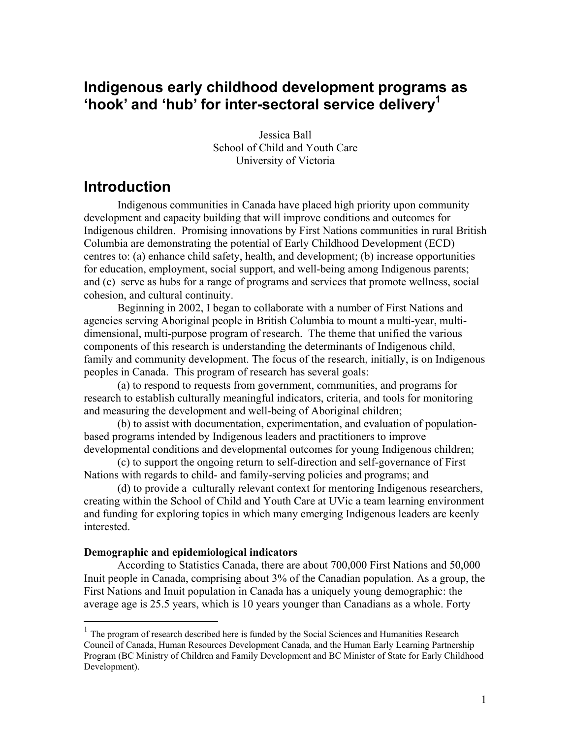# Indigenous early childhood development programs as 'hook' and 'hub' for inter-sectoral service delivery[1]

Jessica Ball
School of Child and Youth Care
University of Victoria

## Introduction

Indigenous communities in Canada have placed high priority upon community development and capacity building that will improve conditions and outcomes for Indigenous children. Promising innovations by First Nations communities in rural British Columbia are demonstrating the potential of Early Childhood Development (ECD) centres to: (a) enhance child safety, health, and development; (b) increase opportunities for education, employment, social support, and well-being among Indigenous parents; and (c) serve as hubs for a range of programs and services that promote wellness, social cohesion, and cultural continuity.

Beginning in 2002, I began to collaborate with a number of First Nations and agencies serving Aboriginal people in British Columbia to mount a multi-year, multi-dimensional, multi-purpose program of research. The theme that unified the various components of this research is understanding the determinants of Indigenous child, family and community development. The focus of the research, initially, is on Indigenous peoples in Canada. This program of research has several goals:

(a) to respond to requests from government, communities, and programs for research to establish culturally meaningful indicators, criteria, and tools for monitoring and measuring the development and well-being of Aboriginal children;

(b) to assist with documentation, experimentation, and evaluation of population-based programs intended by Indigenous leaders and practitioners to improve developmental conditions and developmental outcomes for young Indigenous children;

(c) to support the ongoing return to self-direction and self-governance of First Nations with regards to child- and family-serving policies and programs; and

(d) to provide a culturally relevant context for mentoring Indigenous researchers, creating within the School of Child and Youth Care at UVic a team learning environment and funding for exploring topics in which many emerging Indigenous leaders are keenly interested.

**Demographic and epidemiological indicators**

According to Statistics Canada, there are about 700,000 First Nations and 50,000 Inuit people in Canada, comprising about 3% of the Canadian population. As a group, the First Nations and Inuit population in Canada has a uniquely young demographic: the average age is 25.5 years, which is 10 years younger than Canadians as a whole. Forty

[1] The program of research described here is funded by the Social Sciences and Humanities Research Council of Canada, Human Resources Development Canada, and the Human Early Learning Partnership Program (BC Ministry of Children and Family Development and BC Minister of State for Early Childhood Development).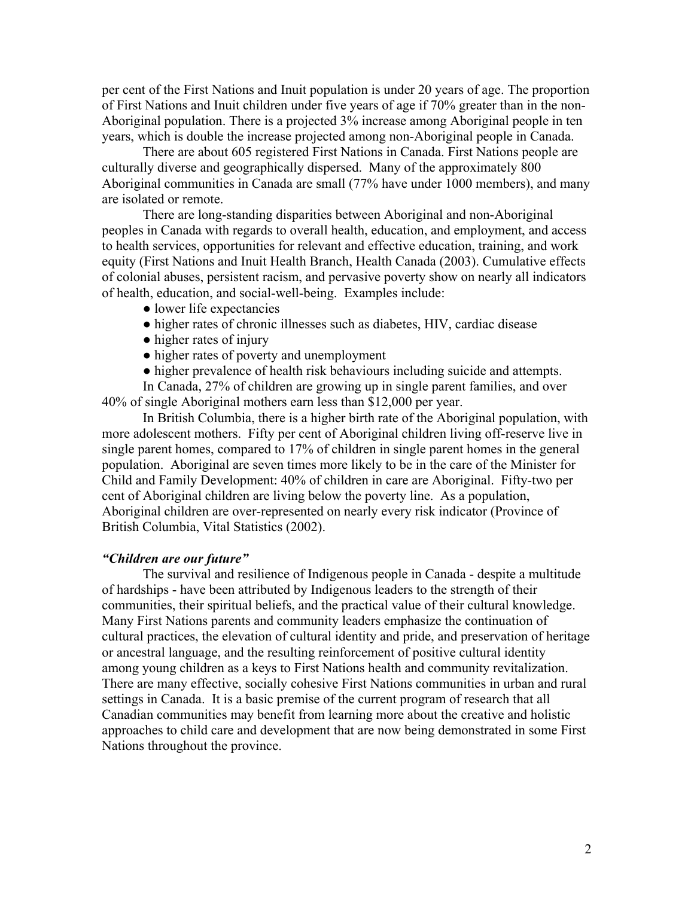per cent of the First Nations and Inuit population is under 20 years of age. The proportion of First Nations and Inuit children under five years of age if 70% greater than in the non-Aboriginal population. There is a projected 3% increase among Aboriginal people in ten years, which is double the increase projected among non-Aboriginal people in Canada.

There are about 605 registered First Nations in Canada. First Nations people are culturally diverse and geographically dispersed. Many of the approximately 800 Aboriginal communities in Canada are small (77% have under 1000 members), and many are isolated or remote.

There are long-standing disparities between Aboriginal and non-Aboriginal peoples in Canada with regards to overall health, education, and employment, and access to health services, opportunities for relevant and effective education, training, and work equity (First Nations and Inuit Health Branch, Health Canada (2003). Cumulative effects of colonial abuses, persistent racism, and pervasive poverty show on nearly all indicators of health, education, and social-well-being. Examples include:

- lower life expectancies
- higher rates of chronic illnesses such as diabetes, HIV, cardiac disease
- higher rates of injury
- higher rates of poverty and unemployment
- higher prevalence of health risk behaviours including suicide and attempts.

In Canada, 27% of children are growing up in single parent families, and over 40% of single Aboriginal mothers earn less than $12,000 per year.

In British Columbia, there is a higher birth rate of the Aboriginal population, with more adolescent mothers. Fifty per cent of Aboriginal children living off-reserve live in single parent homes, compared to 17% of children in single parent homes in the general population. Aboriginal are seven times more likely to be in the care of the Minister for Child and Family Development: 40% of children in care are Aboriginal. Fifty-two per cent of Aboriginal children are living below the poverty line. As a population, Aboriginal children are over-represented on nearly every risk indicator (Province of British Columbia, Vital Statistics (2002).

### *"Children are our future"*

The survival and resilience of Indigenous people in Canada - despite a multitude of hardships - have been attributed by Indigenous leaders to the strength of their communities, their spiritual beliefs, and the practical value of their cultural knowledge. Many First Nations parents and community leaders emphasize the continuation of cultural practices, the elevation of cultural identity and pride, and preservation of heritage or ancestral language, and the resulting reinforcement of positive cultural identity among young children as a keys to First Nations health and community revitalization. There are many effective, socially cohesive First Nations communities in urban and rural settings in Canada. It is a basic premise of the current program of research that all Canadian communities may benefit from learning more about the creative and holistic approaches to child care and development that are now being demonstrated in some First Nations throughout the province.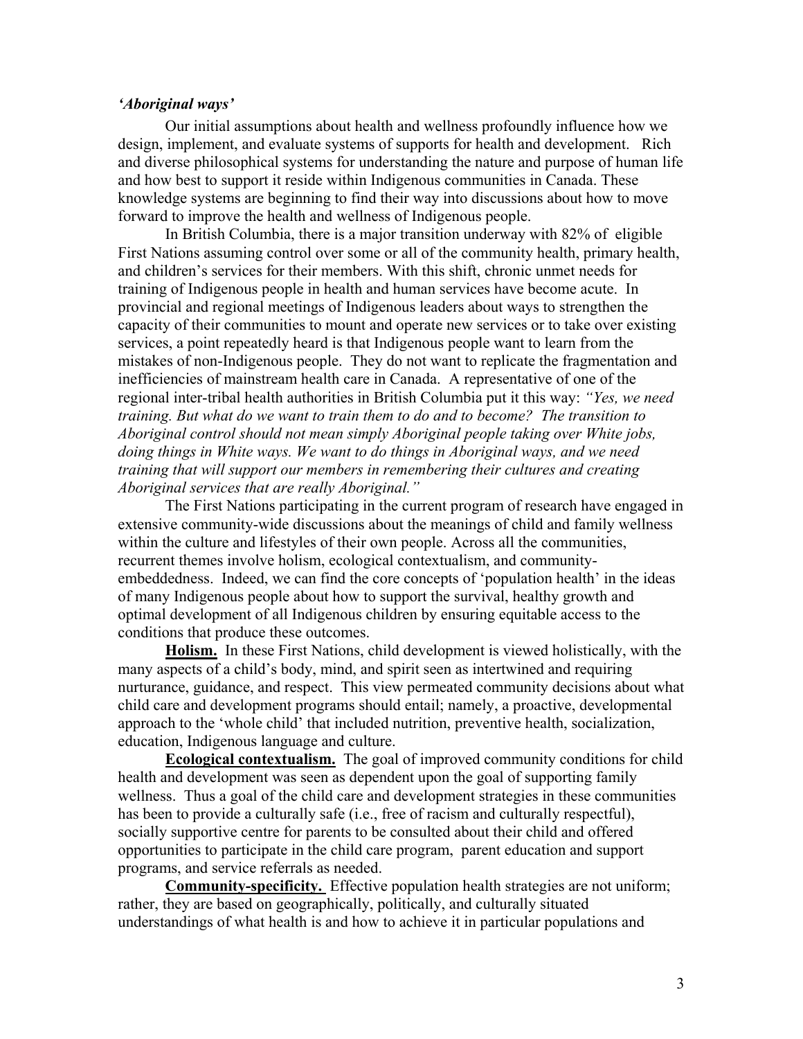### *'Aboriginal ways'*

Our initial assumptions about health and wellness profoundly influence how we design, implement, and evaluate systems of supports for health and development. Rich and diverse philosophical systems for understanding the nature and purpose of human life and how best to support it reside within Indigenous communities in Canada. These knowledge systems are beginning to find their way into discussions about how to move forward to improve the health and wellness of Indigenous people.

In British Columbia, there is a major transition underway with 82% of eligible First Nations assuming control over some or all of the community health, primary health, and children's services for their members. With this shift, chronic unmet needs for training of Indigenous people in health and human services have become acute. In provincial and regional meetings of Indigenous leaders about ways to strengthen the capacity of their communities to mount and operate new services or to take over existing services, a point repeatedly heard is that Indigenous people want to learn from the mistakes of non-Indigenous people. They do not want to replicate the fragmentation and inefficiencies of mainstream health care in Canada. A representative of one of the regional inter-tribal health authorities in British Columbia put it this way: *"Yes, we need training. But what do we want to train them to do and to become? The transition to Aboriginal control should not mean simply Aboriginal people taking over White jobs, doing things in White ways. We want to do things in Aboriginal ways, and we need training that will support our members in remembering their cultures and creating Aboriginal services that are really Aboriginal."*

The First Nations participating in the current program of research have engaged in extensive community-wide discussions about the meanings of child and family wellness within the culture and lifestyles of their own people. Across all the communities, recurrent themes involve holism, ecological contextualism, and community-embeddedness. Indeed, we can find the core concepts of 'population health' in the ideas of many Indigenous people about how to support the survival, healthy growth and optimal development of all Indigenous children by ensuring equitable access to the conditions that produce these outcomes.

**Holism.** In these First Nations, child development is viewed holistically, with the many aspects of a child's body, mind, and spirit seen as intertwined and requiring nurturance, guidance, and respect. This view permeated community decisions about what child care and development programs should entail; namely, a proactive, developmental approach to the 'whole child' that included nutrition, preventive health, socialization, education, Indigenous language and culture.

**Ecological contextualism.** The goal of improved community conditions for child health and development was seen as dependent upon the goal of supporting family wellness. Thus a goal of the child care and development strategies in these communities has been to provide a culturally safe (i.e., free of racism and culturally respectful), socially supportive centre for parents to be consulted about their child and offered opportunities to participate in the child care program, parent education and support programs, and service referrals as needed.

**Community-specificity.** Effective population health strategies are not uniform; rather, they are based on geographically, politically, and culturally situated understandings of what health is and how to achieve it in particular populations and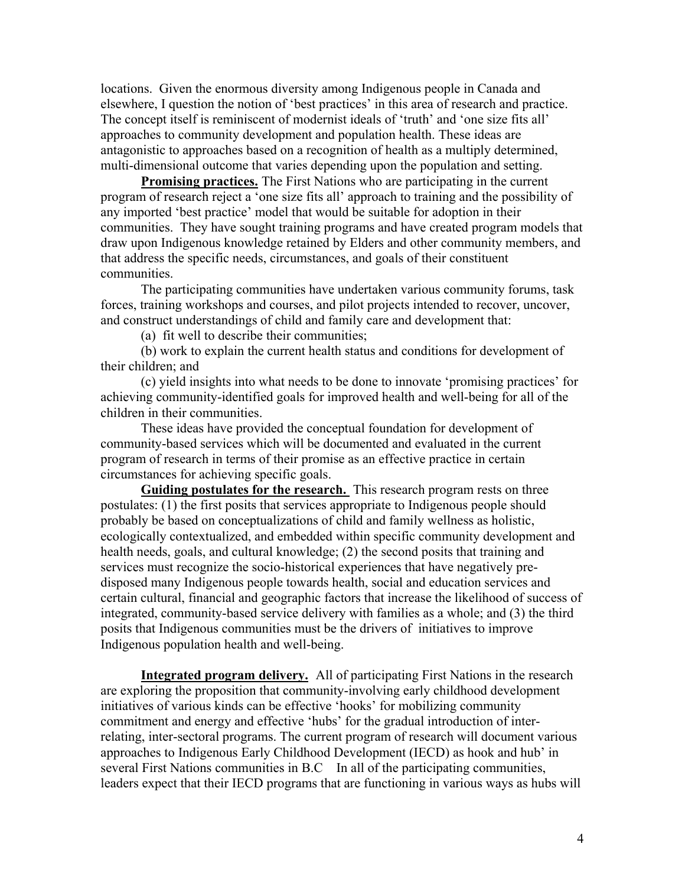locations. Given the enormous diversity among Indigenous people in Canada and elsewhere, I question the notion of 'best practices' in this area of research and practice. The concept itself is reminiscent of modernist ideals of 'truth' and 'one size fits all' approaches to community development and population health. These ideas are antagonistic to approaches based on a recognition of health as a multiply determined, multi-dimensional outcome that varies depending upon the population and setting.

**Promising practices.** The First Nations who are participating in the current program of research reject a 'one size fits all' approach to training and the possibility of any imported 'best practice' model that would be suitable for adoption in their communities. They have sought training programs and have created program models that draw upon Indigenous knowledge retained by Elders and other community members, and that address the specific needs, circumstances, and goals of their constituent communities.

The participating communities have undertaken various community forums, task forces, training workshops and courses, and pilot projects intended to recover, uncover, and construct understandings of child and family care and development that:

(a) fit well to describe their communities;

(b) work to explain the current health status and conditions for development of their children; and

(c) yield insights into what needs to be done to innovate 'promising practices' for achieving community-identified goals for improved health and well-being for all of the children in their communities.

These ideas have provided the conceptual foundation for development of community-based services which will be documented and evaluated in the current program of research in terms of their promise as an effective practice in certain circumstances for achieving specific goals.

**Guiding postulates for the research.** This research program rests on three postulates: (1) the first posits that services appropriate to Indigenous people should probably be based on conceptualizations of child and family wellness as holistic, ecologically contextualized, and embedded within specific community development and health needs, goals, and cultural knowledge; (2) the second posits that training and services must recognize the socio-historical experiences that have negatively pre-disposed many Indigenous people towards health, social and education services and certain cultural, financial and geographic factors that increase the likelihood of success of integrated, community-based service delivery with families as a whole; and (3) the third posits that Indigenous communities must be the drivers of initiatives to improve Indigenous population health and well-being.

**Integrated program delivery.** All of participating First Nations in the research are exploring the proposition that community-involving early childhood development initiatives of various kinds can be effective 'hooks' for mobilizing community commitment and energy and effective 'hubs' for the gradual introduction of inter-relating, inter-sectoral programs. The current program of research will document various approaches to Indigenous Early Childhood Development (IECD) as hook and hub' in several First Nations communities in B.C In all of the participating communities, leaders expect that their IECD programs that are functioning in various ways as hubs will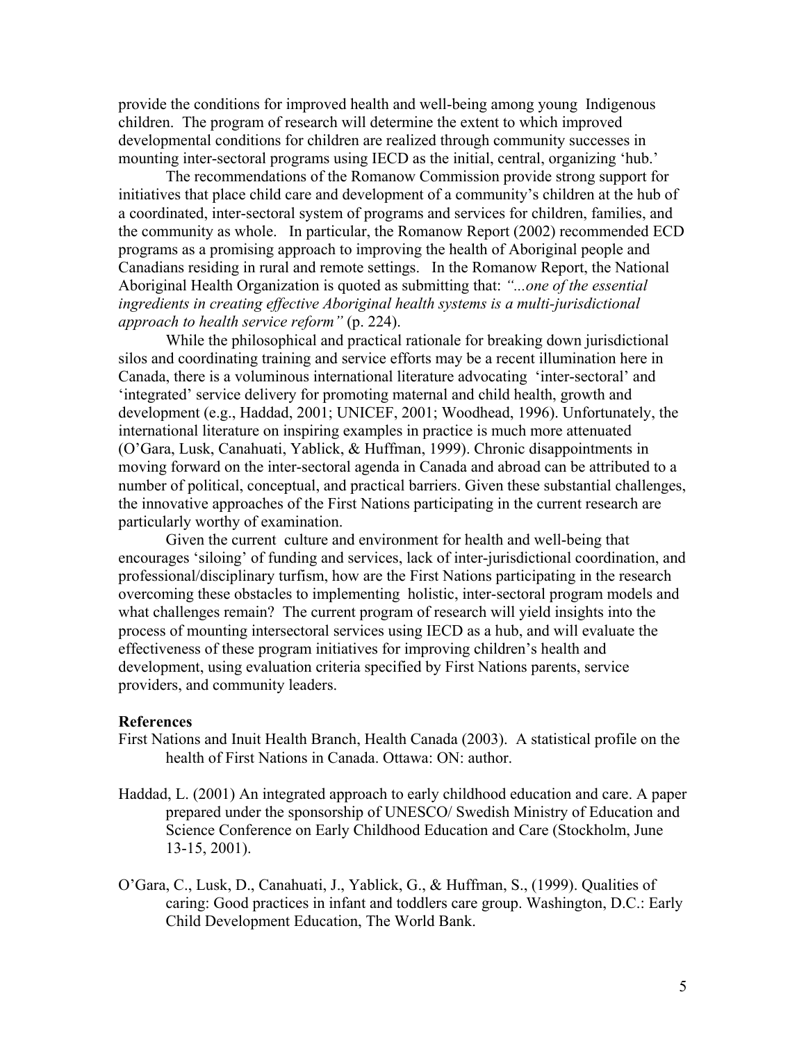provide the conditions for improved health and well-being among young Indigenous children. The program of research will determine the extent to which improved developmental conditions for children are realized through community successes in mounting inter-sectoral programs using IECD as the initial, central, organizing 'hub.'

The recommendations of the Romanow Commission provide strong support for initiatives that place child care and development of a community's children at the hub of a coordinated, inter-sectoral system of programs and services for children, families, and the community as whole. In particular, the Romanow Report (2002) recommended ECD programs as a promising approach to improving the health of Aboriginal people and Canadians residing in rural and remote settings. In the Romanow Report, the National Aboriginal Health Organization is quoted as submitting that: *"...one of the essential ingredients in creating effective Aboriginal health systems is a multi-jurisdictional approach to health service reform"* (p. 224).

While the philosophical and practical rationale for breaking down jurisdictional silos and coordinating training and service efforts may be a recent illumination here in Canada, there is a voluminous international literature advocating 'inter-sectoral' and 'integrated' service delivery for promoting maternal and child health, growth and development (e.g., Haddad, 2001; UNICEF, 2001; Woodhead, 1996). Unfortunately, the international literature on inspiring examples in practice is much more attenuated (O'Gara, Lusk, Canahuati, Yablick, & Huffman, 1999). Chronic disappointments in moving forward on the inter-sectoral agenda in Canada and abroad can be attributed to a number of political, conceptual, and practical barriers. Given these substantial challenges, the innovative approaches of the First Nations participating in the current research are particularly worthy of examination.

Given the current culture and environment for health and well-being that encourages 'siloing' of funding and services, lack of inter-jurisdictional coordination, and professional/disciplinary turfism, how are the First Nations participating in the research overcoming these obstacles to implementing holistic, inter-sectoral program models and what challenges remain? The current program of research will yield insights into the process of mounting intersectoral services using IECD as a hub, and will evaluate the effectiveness of these program initiatives for improving children's health and development, using evaluation criteria specified by First Nations parents, service providers, and community leaders.

**References**

First Nations and Inuit Health Branch, Health Canada (2003). A statistical profile on the health of First Nations in Canada. Ottawa: ON: author.

Haddad, L. (2001) An integrated approach to early childhood education and care. A paper prepared under the sponsorship of UNESCO/ Swedish Ministry of Education and Science Conference on Early Childhood Education and Care (Stockholm, June 13-15, 2001).

O'Gara, C., Lusk, D., Canahuati, J., Yablick, G., & Huffman, S., (1999). Qualities of caring: Good practices in infant and toddlers care group. Washington, D.C.: Early Child Development Education, The World Bank.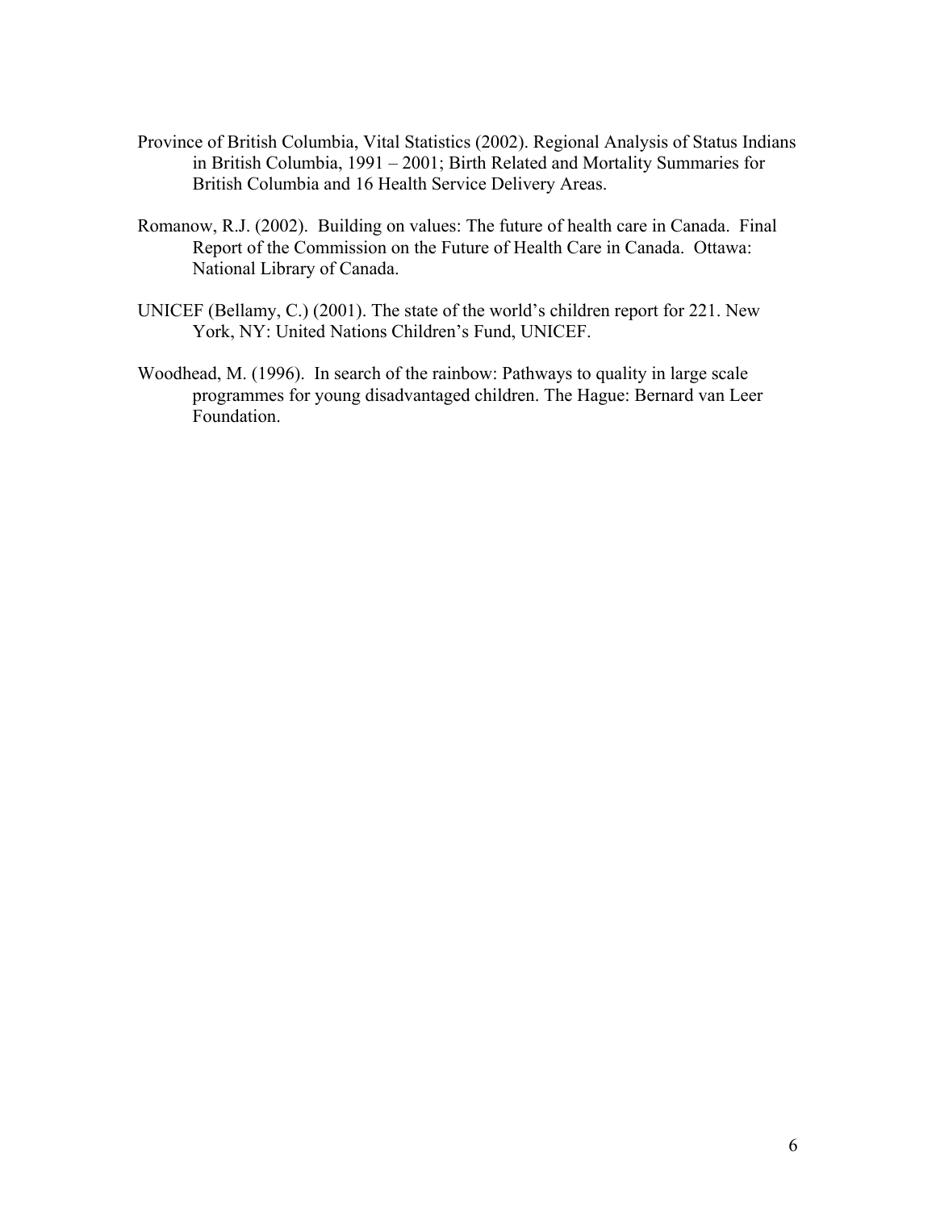Province of British Columbia, Vital Statistics (2002). Regional Analysis of Status Indians in British Columbia, 1991 – 2001; Birth Related and Mortality Summaries for British Columbia and 16 Health Service Delivery Areas.

Romanow, R.J. (2002). Building on values: The future of health care in Canada. Final Report of the Commission on the Future of Health Care in Canada. Ottawa: National Library of Canada.

UNICEF (Bellamy, C.) (2001). The state of the world's children report for 221. New York, NY: United Nations Children's Fund, UNICEF.

Woodhead, M. (1996). In search of the rainbow: Pathways to quality in large scale programmes for young disadvantaged children. The Hague: Bernard van Leer Foundation.